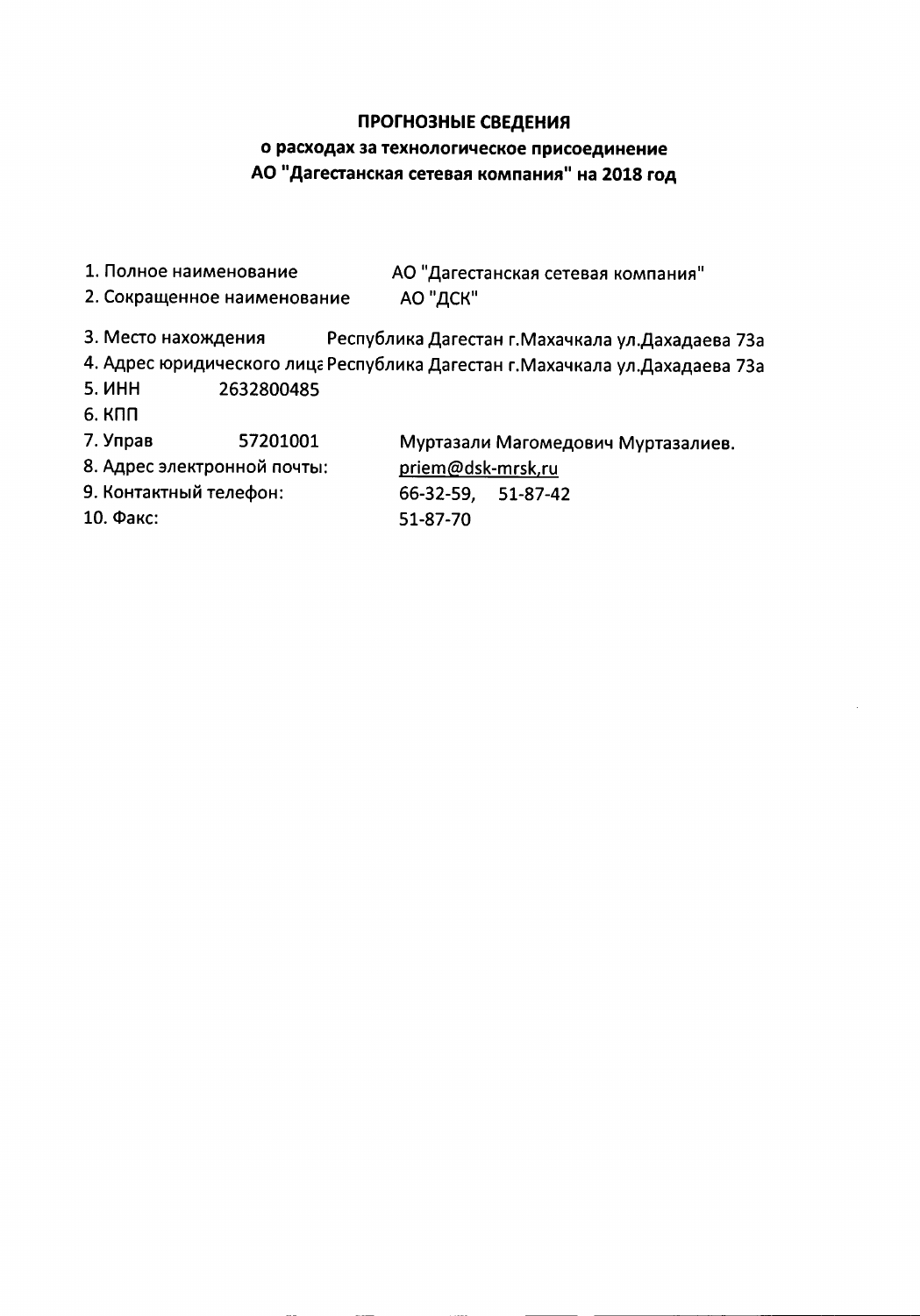**ПРОГНОЗНЫЕ СВЕДЕНИЯ**

**о расходах за технологическое присоединение**

**АО "Дагестанская сетевая компания" на 2018 год**

| | |
|---|---|
| 1. Полное наименование | АО "Дагестанская сетевая компания" |
| 2. Сокращенное наименование | АО "ДСК" |
| 3. Место нахождения | Республика Дагестан г.Махачкала ул.Дахадаева 73а |
| 4. Адрес юридического лица | Республика Дагестан г.Махачкала ул.Дахадаева 73а |
| 5. ИНН 2632800485 | |
| 6. КПП | |
| 7. Управ 57201001 | Муртазали Магомедович Муртазалиев. |
| 8. Адрес электронной почты: | priem@dsk-mrsk,ru |
| 9. Контактный телефон: | 66-32-59, 51-87-42 |
| 10. Факс: | 51-87-70 |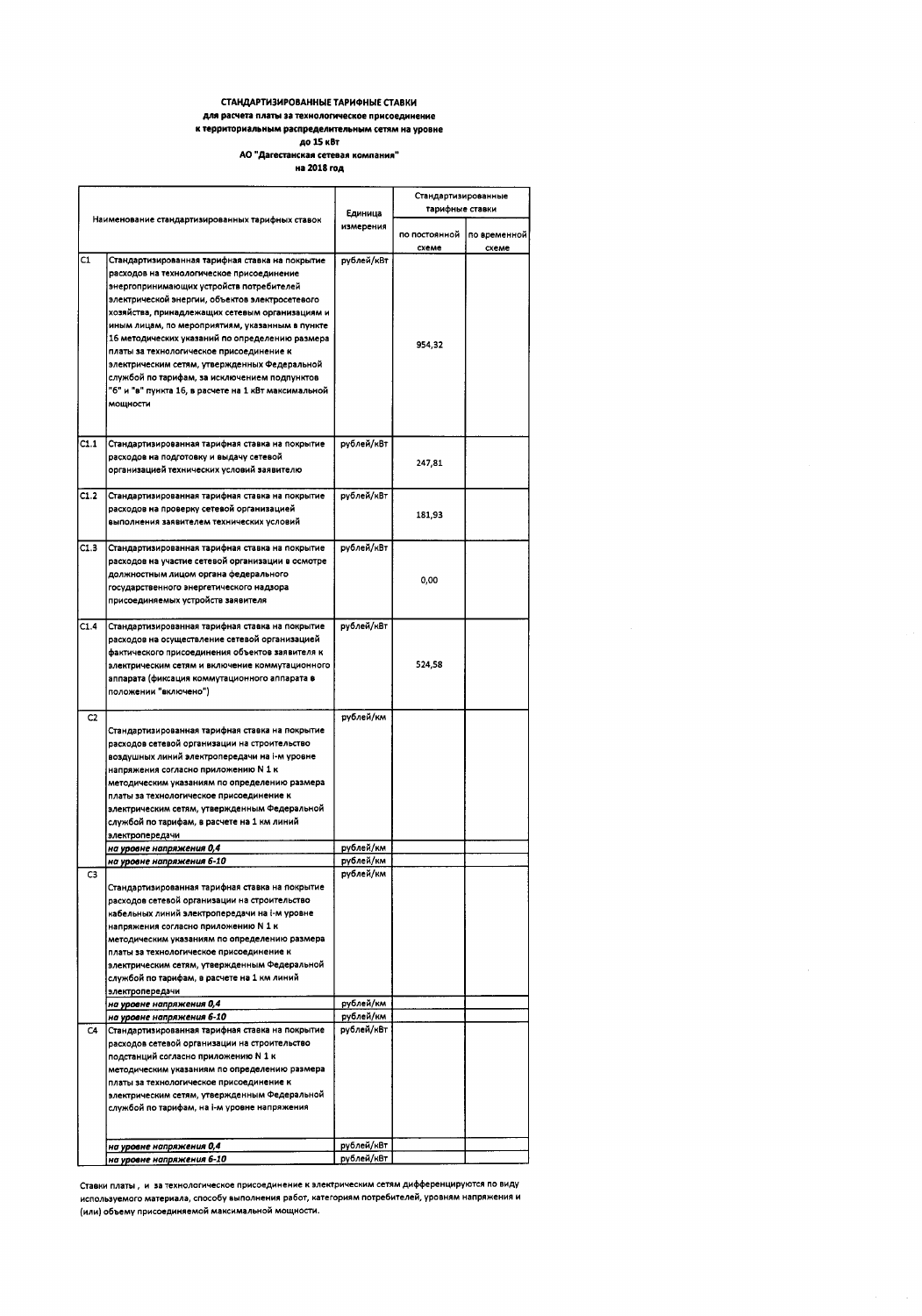**СТАНДАРТИЗИРОВАННЫЕ ТАРИФНЫЕ СТАВКИ**
**для расчета платы за технологическое присоединение**
**к территориальным распределительным сетям на уровне**
**до 15 кВт**
**АО "Дагестанская сетевая компания"**
**на 2018 год**

| Наименование стандартизированных тарифных ставок | | Единица измерения | Стандартизированные тарифные ставки | |
|---|---|---|---|---|
| | | | по постоянной схеме | по временной схеме |
| С1 | Стандартизированная тарифная ставка на покрытие расходов на технологическое присоединение энергопринимающих устройств потребителей электрической энергии, объектов электросетевого хозяйства, принадлежащих сетевым организациям и иным лицам, по мероприятиям, указанным в пункте 16 методических указаний по определению размера платы за технологическое присоединение к электрическим сетям, утвержденных Федеральной службой по тарифам, за исключением подпунктов "б" и "в" пункта 16, в расчете на 1 кВт максимальной мощности | рублей/кВт | 954,32 | |
| С1.1 | Стандартизированная тарифная ставка на покрытие расходов на подготовку и выдачу сетевой организацией технических условий заявителю | рублей/кВт | 247,81 | |
| С1.2 | Стандартизированная тарифная ставка на покрытие расходов на проверку сетевой организацией выполнения заявителем технических условий | рублей/кВт | 181,93 | |
| С1.3 | Стандартизированная тарифная ставка на покрытие расходов на участие сетевой организации в осмотре должностным лицом органа федерального государственного энергетического надзора присоединяемых устройств заявителя | рублей/кВт | 0,00 | |
| С1.4 | Стандартизированная тарифная ставка на покрытие расходов на осуществление сетевой организацией фактического присоединения объектов заявителя к электрическим сетям и включение коммутационного аппарата (фиксация коммутационного аппарата в положении "включено") | рублей/кВт | 524,58 | |
| С2 | Стандартизированная тарифная ставка на покрытие расходов сетевой организации на строительство воздушных линий электропередачи на i-м уровне напряжения согласно приложению N 1 к методическим указаниям по определению размера платы за технологическое присоединение к электрическим сетям, утвержденным Федеральной службой по тарифам, в расчете на 1 км линий электропередачи | рублей/км | | |
| | *на уровне напряжения 0,4* | рублей/км | | |
| | *на уровне напряжения 6-10* | рублей/км | | |
| С3 | Стандартизированная тарифная ставка на покрытие расходов сетевой организации на строительство кабельных линий электропередачи на i-м уровне напряжения согласно приложению N 1 к методическим указаниям по определению размера платы за технологическое присоединение к электрическим сетям, утвержденным Федеральной службой по тарифам, в расчете на 1 км линий электропередачи | рублей/км | | |
| | *на уровне напряжения 0,4* | рублей/км | | |
| | *на уровне напряжения 6-10* | рублей/км | | |
| С4 | Стандартизированная тарифная ставка на покрытие расходов сетевой организации на строительство подстанций согласно приложению N 1 к методическим указаниям по определению размера платы за технологическое присоединение к электрическим сетям, утвержденным Федеральной службой по тарифам, на i-м уровне напряжения | рублей/кВт | | |
| | *на уровне напряжения 0,4* | рублей/кВт | | |
| | *на уровне напряжения 6-10* | рублей/кВт | | |

Ставки платы, и за технологическое присоединение к электрическим сетям дифференцируются по виду используемого материала, способу выполнения работ, категориям потребителей, уровням напряжения и (или) объему присоединяемой максимальной мощности.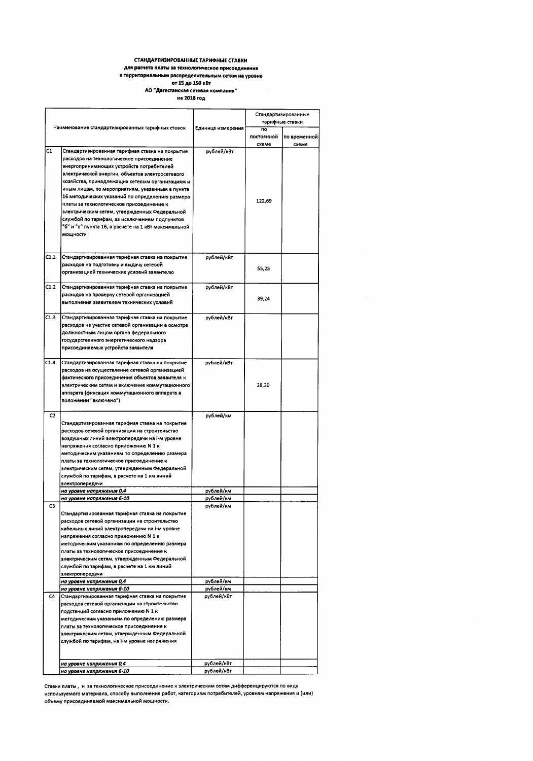**СТАНДАРТИЗИРОВАННЫЕ ТАРИФНЫЕ СТАВКИ**
**для расчета платы за технологическое присоединение**
**к территориальным распределительным сетям на уровне**
**от 15 до 150 кВт**
**АО "Дагестанская сетевая компания"**
**на 2018 год**

| Наименование стандартизированных тарифных ставок | | Единица измерения | Стандартизированные тарифные ставки | |
|---|---|---|---|---|
| | | | по постоянной схеме | по временной схеме |
| С1 | Стандартизированная тарифная ставка на покрытие расходов на технологическое присоединение энергопринимающих устройств потребителей электрической энергии, объектов электросетевого хозяйства, принадлежащих сетевым организациям и иным лицам, по мероприятиям, указанным в пункте 16 методических указаний по определению размера платы за технологическое присоединение к электрическим сетям, утвержденных Федеральной службой по тарифам, за исключением подпунктов "б" и "в" пункта 16, в расчете на 1 кВт максимальной мощности | рублей/кВт | 122,69 | |
| С1.1 | Стандартизированная тарифная ставка на покрытие расходов на подготовку и выдачу сетевой организацией технических условий заявителю | рублей/кВт | 55,25 | |
| С1.2 | Стандартизированная тарифная ставка на покрытие расходов на проверку сетевой организацией выполнения заявителем технических условий | рублей/кВт | 39,24 | |
| С1.3 | Стандартизированная тарифная ставка на покрытие расходов на участие сетевой организации в осмотре должностным лицом органа федерального государственного энергетического надзора присоединяемых устройств заявителя | рублей/кВт | | |
| С1.4 | Стандартизированная тарифная ставка на покрытие расходов на осуществление сетевой организацией фактического присоединения объектов заявителя к электрическим сетям и включение коммутационного аппарата (фиксация коммутационного аппарата в положении "включено") | рублей/кВт | 28,20 | |
| С2 | Стандартизированная тарифная ставка на покрытие расходов сетевой организации на строительство воздушных линий электропередачи на i-м уровне напряжения согласно приложению N 1 к методическим указаниям по определению размера платы за технологическое присоединение к электрическим сетям, утвержденным Федеральной службой по тарифам, в расчете на 1 км линий электропередачи | рублей/км | | |
| | *на уровне напряжения 0,4* | рублей/км | | |
| | *на уровне напряжения 6-10* | рублей/км | | |
| С3 | Стандартизированная тарифная ставка на покрытие расходов сетевой организации на строительство кабельных линий электропередачи на i-м уровне напряжения согласно приложению N 1 к методическим указаниям по определению размера платы за технологическое присоединение к электрическим сетям, утвержденным Федеральной службой по тарифам, в расчете на 1 км линий электропередачи | рублей/км | | |
| | *на уровне напряжения 0,4* | рублей/км | | |
| | *на уровне напряжения 6-10* | рублей/км | | |
| С4 | Стандартизированная тарифная ставка на покрытие расходов сетевой организации на строительство подстанций согласно приложению N 1 к методическим указаниям по определению размера платы за технологическое присоединение к электрическим сетям, утвержденным Федеральной службой по тарифам, на i-м уровне напряжения | рублей/кВт | | |
| | *на уровне напряжения 0,4* | рублей/кВт | | |
| | *на уровне напряжения 6-10* | рублей/кВт | | |

Ставки платы , и за технологическое присоединение к электрическим сетям дифференцируются по виду используемого материала, способу выполнения работ, категориям потребителей, уровням напряжения и (или) объему присоединяемой максимальной мощности.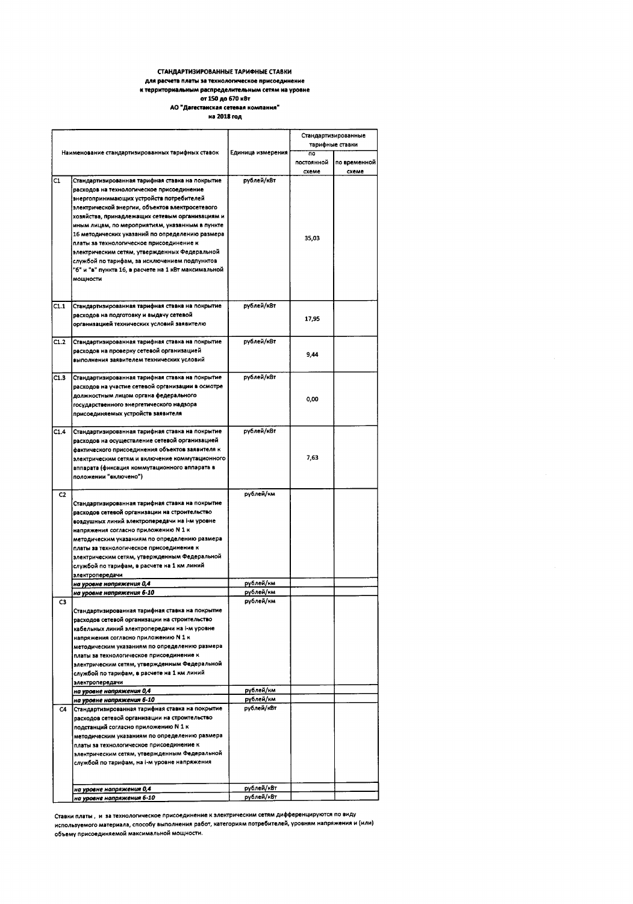**СТАНДАРТИЗИРОВАННЫЕ ТАРИФНЫЕ СТАВКИ**
**для расчета платы за технологическое присоединение**
**к территориальным распределительным сетям на уровне**
**от 150 до 670 кВт**
**АО "Дагестанская сетевая компания"**
**на 2018 год**

| | Наименование стандартизированных тарифных ставок | Единица измерения | Стандартизированные тарифные ставки | |
|---|---|---|---|---|
| | | | по постоянной схеме | по временной схеме |
| С1 | Стандартизированная тарифная ставка на покрытие расходов на технологическое присоединение энергопринимающих устройств потребителей электрической энергии, объектов электросетевого хозяйства, принадлежащих сетевым организациям и иным лицам, по мероприятиям, указанным в пункте 16 методических указаний по определению размера платы за технологическое присоединение к электрическим сетям, утвержденных Федеральной службой по тарифам, за исключением подпунктов "б" и "в" пункта 16, в расчете на 1 кВт максимальной мощности | рублей/кВт | 35,03 | |
| С1.1 | Стандартизированная тарифная ставка на покрытие расходов на подготовку и выдачу сетевой организацией технических условий заявителю | рублей/кВт | 17,95 | |
| С1.2 | Стандартизированная тарифная ставка на покрытие расходов на проверку сетевой организацией выполнения заявителем технических условий | рублей/кВт | 9,44 | |
| С1.3 | Стандартизированная тарифная ставка на покрытие расходов на участие сетевой организации в осмотре должностным лицом органа федерального государственного энергетического надзора присоединяемых устройств заявителя | рублей/кВт | 0,00 | |
| С1.4 | Стандартизированная тарифная ставка на покрытие расходов на осуществление сетевой организацией фактического присоединения объектов заявителя к электрическим сетям и включение коммутационного аппарата (фиксация коммутационного аппарата в положении "включено") | рублей/кВт | 7,63 | |
| С2 | Стандартизированная тарифная ставка на покрытие расходов сетевой организации на строительство воздушных линий электропередачи на i-м уровне напряжения согласно приложению N 1 к методическим указаниям по определению размера платы за технологическое присоединение к электрическим сетям, утвержденным Федеральной службой по тарифам, в расчете на 1 км линий электропередачи | рублей/км | | |
| | *на уровне напряжения 0,4* | рублей/км | | |
| | *на уровне напряжения 6-10* | рублей/км | | |
| С3 | Стандартизированная тарифная ставка на покрытие расходов сетевой организации на строительство кабельных линий электропередачи на i-м уровне напряжения согласно приложению N 1 к методическим указаниям по определению размера платы за технологическое присоединение к электрическим сетям, утвержденным Федеральной службой по тарифам, в расчете на 1 км линий электропередачи | рублей/км | | |
| | *на уровне напряжения 0,4* | рублей/км | | |
| | *на уровне напряжения 6-10* | рублей/км | | |
| С4 | Стандартизированная тарифная ставка на покрытие расходов сетевой организации на строительство подстанций согласно приложению N 1 к методическим указаниям по определению размера платы за технологическое присоединение к электрическим сетям, утвержденным Федеральной службой по тарифам, на i-м уровне напряжения | рублей/кВт | | |
| | *на уровне напряжения 0,4* | рублей/кВт | | |
| | *на уровне напряжения 6-10* | рублей/кВт | | |

Ставки платы , и за технологическое присоединение к электрическим сетям дифференцируются по виду используемого материала, способу выполнения работ, категориям потребителей, уровням напряжения и (или) объему присоединяемой максимальной мощности.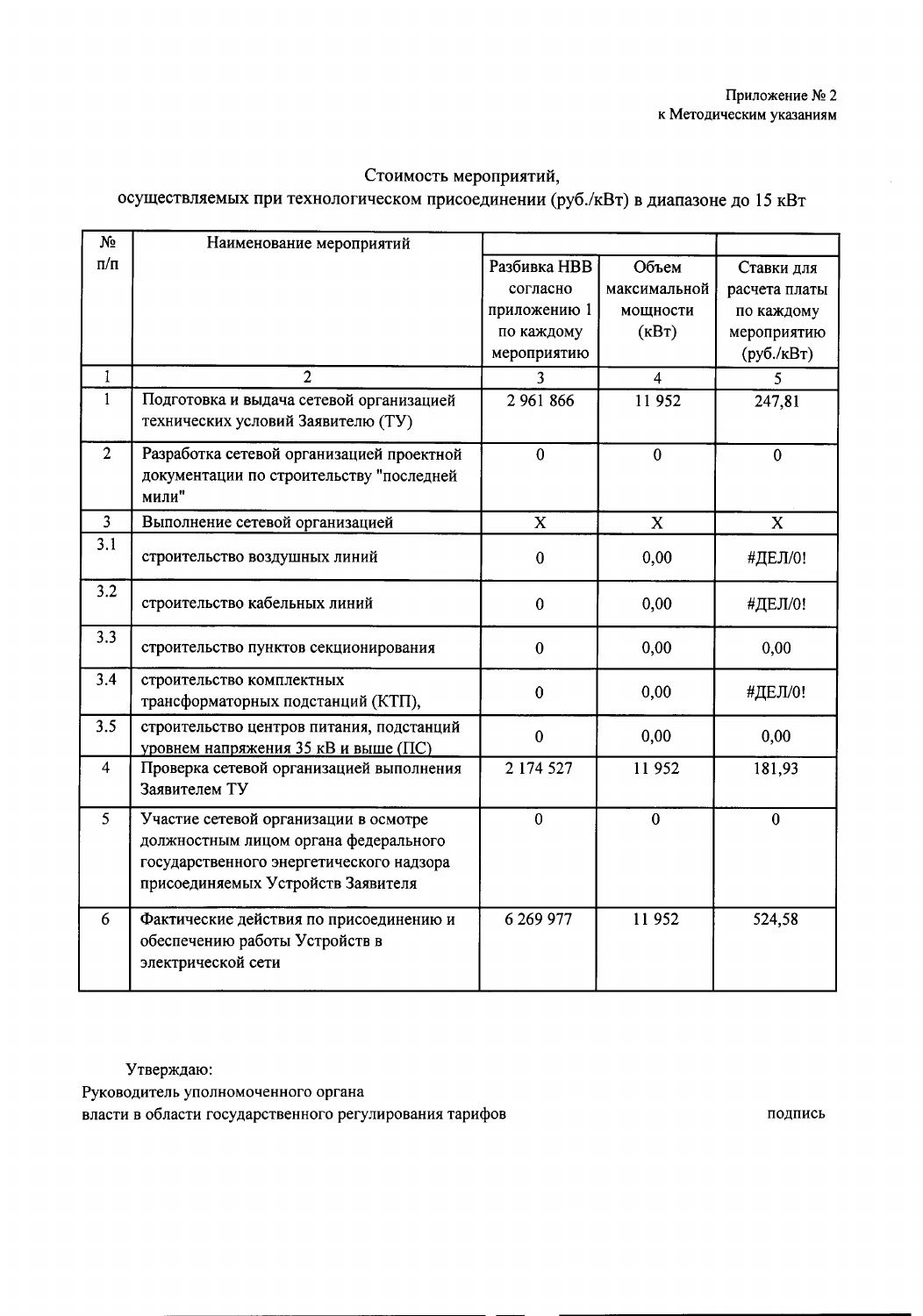Приложение № 2
к Методическим указаниям

## Стоимость мероприятий, осуществляемых при технологическом присоединении (руб./кВт) в диапазоне до 15 кВт

| № п/п | Наименование мероприятий | Разбивка НВВ согласно приложению 1 по каждому мероприятию | Объем максимальной мощности (кВт) | Ставки для расчета платы по каждому мероприятию (руб./кВт) |
|---|---|---|---|---|
| 1 | 2 | 3 | 4 | 5 |
| 1 | Подготовка и выдача сетевой организацией технических условий Заявителю (ТУ) | 2 961 866 | 11 952 | 247,81 |
| 2 | Разработка сетевой организацией проектной документации по строительству "последней мили" | 0 | 0 | 0 |
| 3 | Выполнение сетевой организацией | X | X | X |
| 3.1 | строительство воздушных линий | 0 | 0,00 | #ДЕЛ/0! |
| 3.2 | строительство кабельных линий | 0 | 0,00 | #ДЕЛ/0! |
| 3.3 | строительство пунктов секционирования | 0 | 0,00 | 0,00 |
| 3.4 | строительство комплектных трансформаторных подстанций (КТП), | 0 | 0,00 | #ДЕЛ/0! |
| 3.5 | строительство центров питания, подстанций уровнем напряжения 35 кВ и выше (ПС) | 0 | 0,00 | 0,00 |
| 4 | Проверка сетевой организацией выполнения Заявителем ТУ | 2 174 527 | 11 952 | 181,93 |
| 5 | Участие сетевой организации в осмотре должностным лицом органа федерального государственного энергетического надзора присоединяемых Устройств Заявителя | 0 | 0 | 0 |
| 6 | Фактические действия по присоединению и обеспечению работы Устройств в электрической сети | 6 269 977 | 11 952 | 524,58 |

Утверждаю:
Руководитель уполномоченного органа
власти в области государственного регулирования тарифов подпись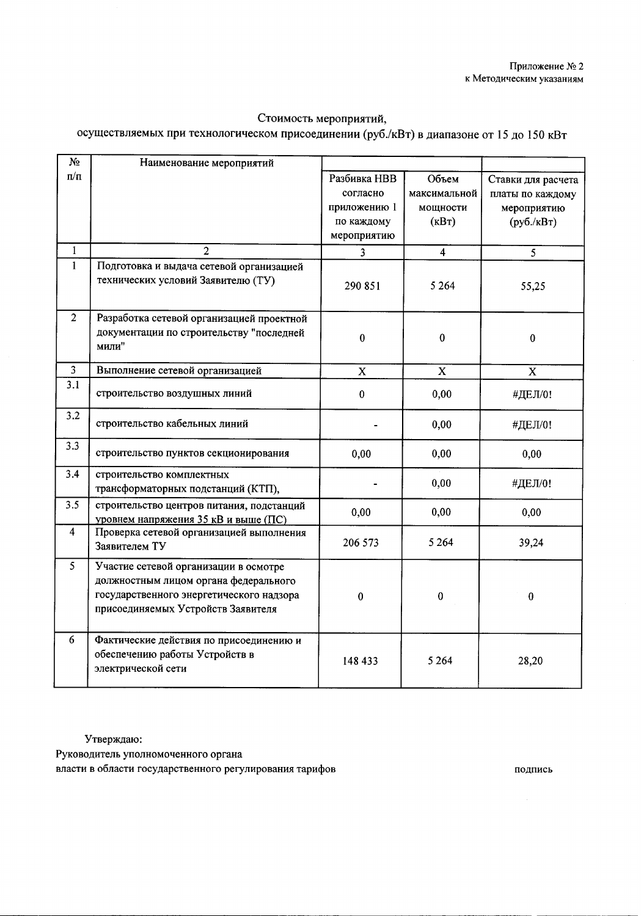Приложение № 2
к Методическим указаниям

## Стоимость мероприятий, осуществляемых при технологическом присоединении (руб./кВт) в диапазоне от 15 до 150 кВт

| № п/п | Наименование мероприятий | Разбивка НВВ согласно приложению 1 по каждому мероприятию | Объем максимальной мощности (кВт) | Ставки для расчета платы по каждому мероприятию (руб./кВт) |
|---|---|---|---|---|
| 1 | 2 | 3 | 4 | 5 |
| 1 | Подготовка и выдача сетевой организацией технических условий Заявителю (ТУ) | 290 851 | 5 264 | 55,25 |
| 2 | Разработка сетевой организацией проектной документации по строительству "последней мили" | 0 | 0 | 0 |
| 3 | Выполнение сетевой организацией | X | X | X |
| 3.1 | строительство воздушных линий | 0 | 0,00 | #ДЕЛ/0! |
| 3.2 | строительство кабельных линий | - | 0,00 | #ДЕЛ/0! |
| 3.3 | строительство пунктов секционирования | 0,00 | 0,00 | 0,00 |
| 3.4 | строительство комплектных трансформаторных подстанций (КТП), | - | 0,00 | #ДЕЛ/0! |
| 3.5 | строительство центров питания, подстанций уровнем напряжения 35 кВ и выше (ПС) | 0,00 | 0,00 | 0,00 |
| 4 | Проверка сетевой организацией выполнения Заявителем ТУ | 206 573 | 5 264 | 39,24 |
| 5 | Участие сетевой организации в осмотре должностным лицом органа федерального государственного энергетического надзора присоединяемых Устройств Заявителя | 0 | 0 | 0 |
| 6 | Фактические действия по присоединению и обеспечению работы Устройств в электрической сети | 148 433 | 5 264 | 28,20 |

Утверждаю:
Руководитель уполномоченного органа
власти в области государственного регулирования тарифов подпись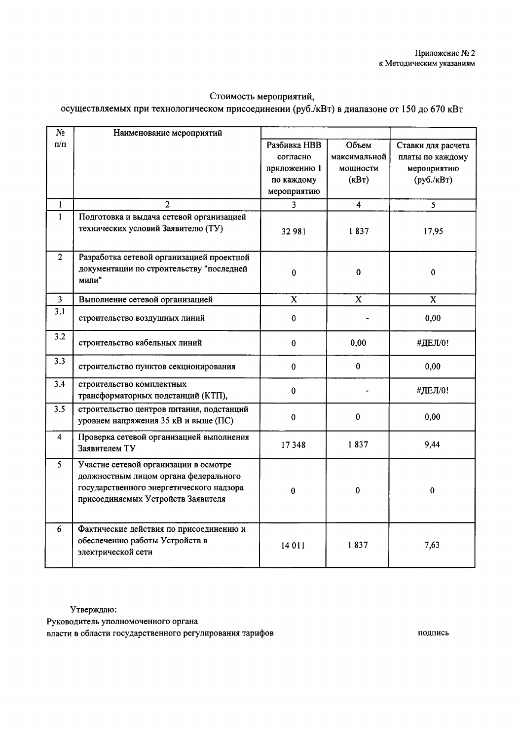Приложение № 2
к Методическим указаниям

## Стоимость мероприятий, осуществляемых при технологическом присоединении (руб./кВт) в диапазоне от 150 до 670 кВт

| № п/п | Наименование мероприятий | Разбивка НВВ согласно приложению 1 по каждому мероприятию | Объем максимальной мощности (кВт) | Ставки для расчета платы по каждому мероприятию (руб./кВт) |
|---|---|---|---|---|
| 1 | 2 | 3 | 4 | 5 |
| 1 | Подготовка и выдача сетевой организацией технических условий Заявителю (ТУ) | 32 981 | 1 837 | 17,95 |
| 2 | Разработка сетевой организацией проектной документации по строительству "последней мили" | 0 | 0 | 0 |
| 3 | Выполнение сетевой организацией | X | X | X |
| 3.1 | строительство воздушных линий | 0 | - | 0,00 |
| 3.2 | строительство кабельных линий | 0 | 0,00 | #ДЕЛ/0! |
| 3.3 | строительство пунктов секционирования | 0 | 0 | 0,00 |
| 3.4 | строительство комплектных трансформаторных подстанций (КТП), | 0 | - | #ДЕЛ/0! |
| 3.5 | строительство центров питания, подстанций уровнем напряжения 35 кВ и выше (ПС) | 0 | 0 | 0,00 |
| 4 | Проверка сетевой организацией выполнения Заявителем ТУ | 17 348 | 1 837 | 9,44 |
| 5 | Участие сетевой организации в осмотре должностным лицом органа федерального государственного энергетического надзора присоединяемых Устройств Заявителя | 0 | 0 | 0 |
| 6 | Фактические действия по присоединению и обеспечению работы Устройств в электрической сети | 14 011 | 1 837 | 7,63 |

Утверждаю:
Руководитель уполномоченного органа
власти в области государственного регулирования тарифов подпись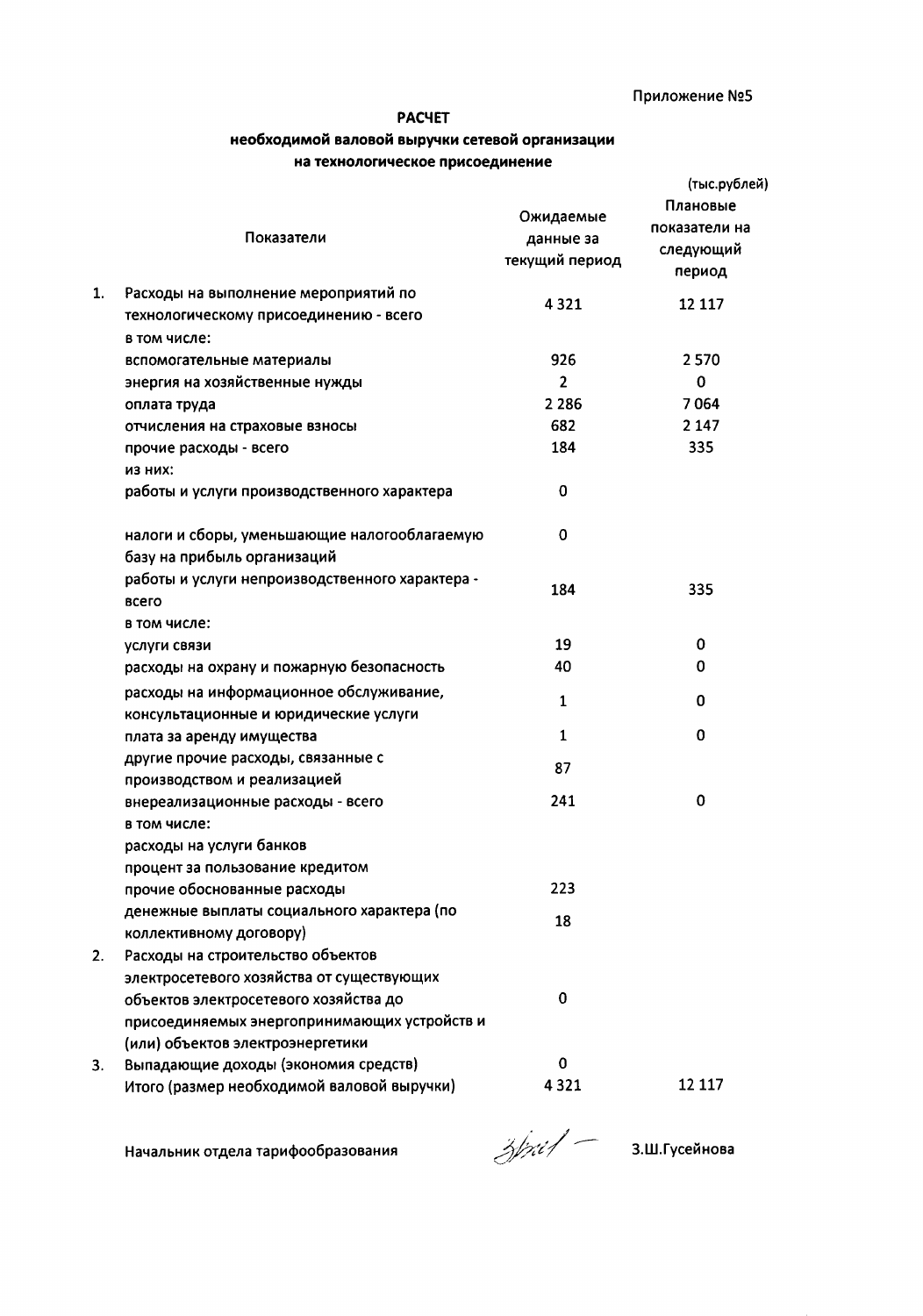Приложение №5

**РАСЧЕТ**
**необходимой валовой выручки сетевой организации**
**на технологическое присоединение**

(тыс.рублей)

| | Показатели | Ожидаемые данные за текущий период | Плановые показатели на следующий период |
|---|---|---|---|
| 1. | Расходы на выполнение мероприятий по технологическому присоединению - всего | 4 321 | 12 117 |
| | в том числе: | | |
| | вспомогательные материалы | 926 | 2 570 |
| | энергия на хозяйственные нужды | 2 | 0 |
| | оплата труда | 2 286 | 7 064 |
| | отчисления на страховые взносы | 682 | 2 147 |
| | прочие расходы - всего | 184 | 335 |
| | из них: | | |
| | работы и услуги производственного характера | 0 | |
| | налоги и сборы, уменьшающие налогооблагаемую базу на прибыль организаций | 0 | |
| | работы и услуги непроизводственного характера - всего | 184 | 335 |
| | в том числе: | | |
| | услуги связи | 19 | 0 |
| | расходы на охрану и пожарную безопасность | 40 | 0 |
| | расходы на информационное обслуживание, консультационные и юридические услуги | 1 | 0 |
| | плата за аренду имущества | 1 | 0 |
| | другие прочие расходы, связанные с производством и реализацией | 87 | |
| | внереализационные расходы - всего | 241 | 0 |
| | в том числе: | | |
| | расходы на услуги банков | | |
| | процент за пользование кредитом | | |
| | прочие обоснованные расходы | 223 | |
| | денежные выплаты социального характера (по коллективному договору) | 18 | |
| 2. | Расходы на строительство объектов электросетевого хозяйства от существующих объектов электросетевого хозяйства до присоединяемых энергопринимающих устройств и (или) объектов электроэнергетики | 0 | |
| 3. | Выпадающие доходы (экономия средств) | 0 | |
| | Итого (размер необходимой валовой выручки) | 4 321 | 12 117 |

Начальник отдела тарифообразования З.Ш.Гусейнова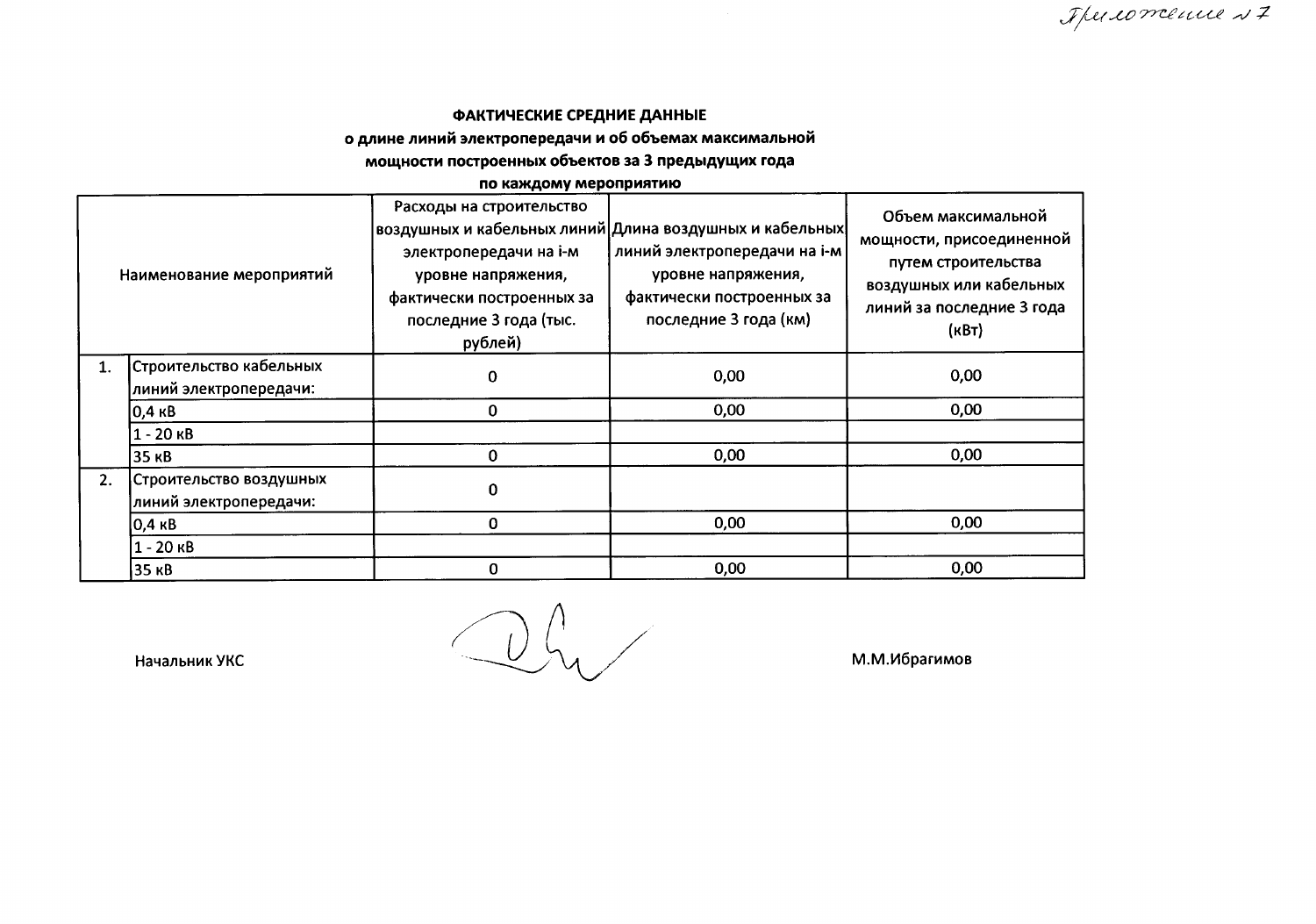Приложение № 7

**ФАКТИЧЕСКИЕ СРЕДНИЕ ДАННЫЕ**
**о длине линий электропередачи и об объемах максимальной мощности построенных объектов за 3 предыдущих года по каждому мероприятию**

| | Наименование мероприятий | Расходы на строительство воздушных и кабельных линий электропередачи на i-м уровне напряжения, фактически построенных за последние 3 года (тыс. рублей) | Длина воздушных и кабельных линий электропередачи на i-м уровне напряжения, фактически построенных за последние 3 года (км) | Объем максимальной мощности, присоединенной путем строительства воздушных или кабельных линий за последние 3 года (кВт) |
|---|---|---|---|---|
| 1. | Строительство кабельных линий электропередачи: | 0 | 0,00 | 0,00 |
| | 0,4 кВ | 0 | 0,00 | 0,00 |
| | 1 - 20 кВ | | | |
| | 35 кВ | 0 | 0,00 | 0,00 |
| 2. | Строительство воздушных линий электропередачи: | 0 | | |
| | 0,4 кВ | 0 | 0,00 | 0,00 |
| | 1 - 20 кВ | | | |
| | 35 кВ | 0 | 0,00 | 0,00 |

Начальник УКС М.М.Ибрагимов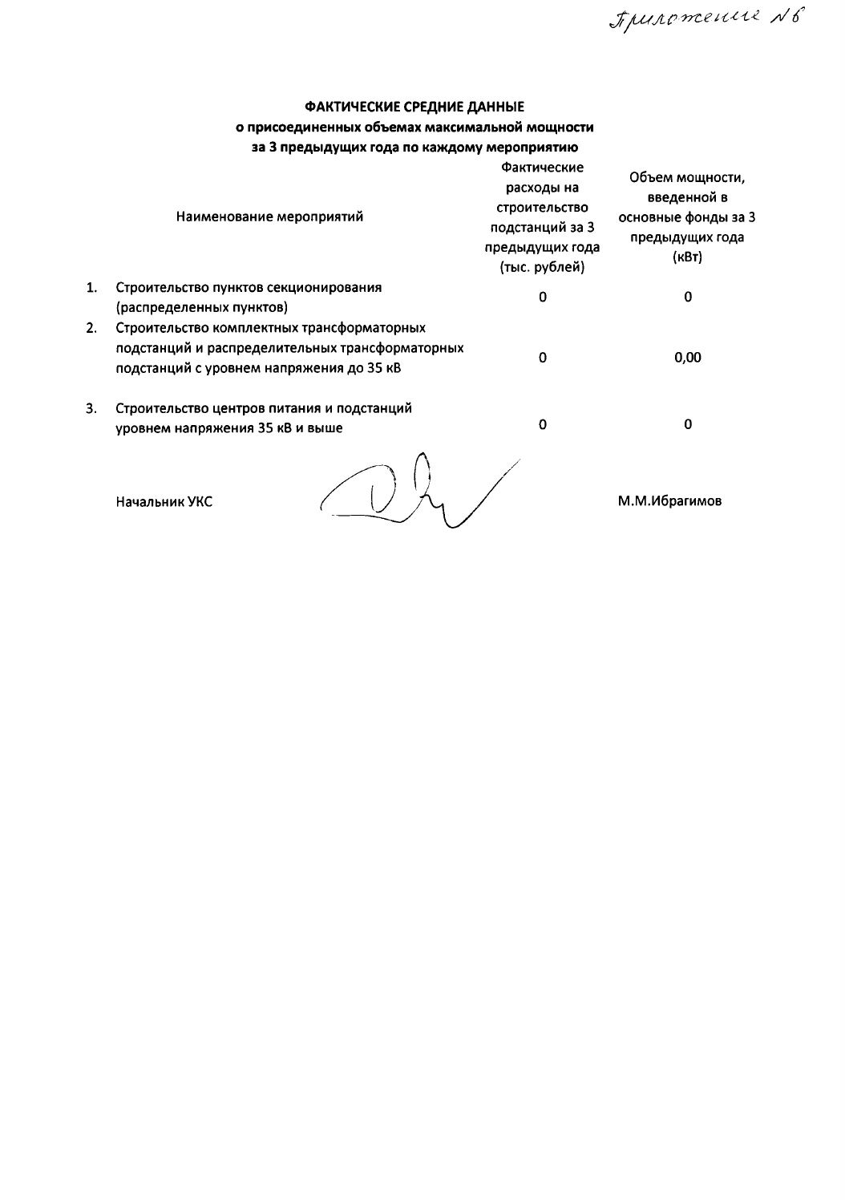Приложение № 6

**ФАКТИЧЕСКИЕ СРЕДНИЕ ДАННЫЕ**
**о присоединенных объемах максимальной мощности**
**за 3 предыдущих года по каждому мероприятию**

| | Наименование мероприятий | Фактические расходы на строительство подстанций за 3 предыдущих года (тыс. рублей) | Объем мощности, введенной в основные фонды за 3 предыдущих года (кВт) |
|---|---|---|---|
| 1. | Строительство пунктов секционирования (распределенных пунктов) | 0 | 0 |
| 2. | Строительство комплектных трансформаторных подстанций и распределительных трансформаторных подстанций с уровнем напряжения до 35 кВ | 0 | 0,00 |
| 3. | Строительство центров питания и подстанций уровнем напряжения 35 кВ и выше | 0 | 0 |

Начальник УКС М.М.Ибрагимов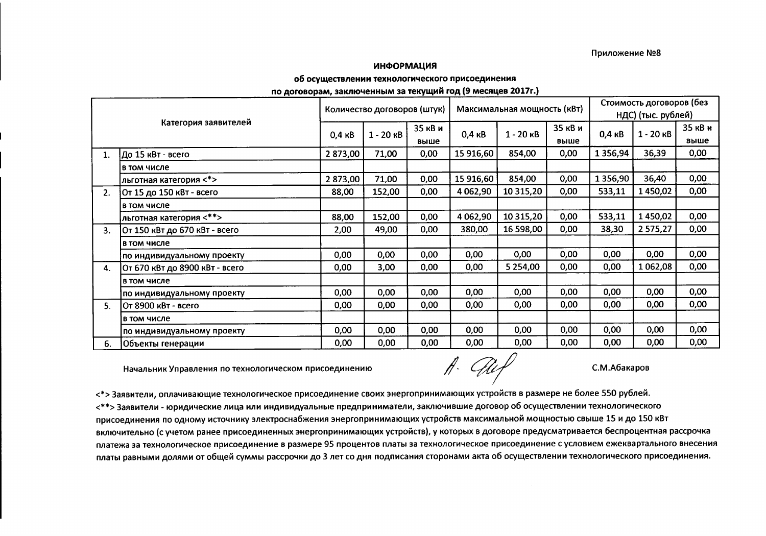Приложение №8

**ИНФОРМАЦИЯ**
**об осуществлении технологического присоединения**
**по договорам, заключенным за текущий год (9 месяцев 2017г.)**

| | Категория заявителей | Количество договоров (штук) | | | Максимальная мощность (кВт) | | | Стоимость договоров (без НДС) (тыс. рублей) | | |
|---|---|---|---|---|---|---|---|---|---|---|
| | | 0,4 кВ | 1 - 20 кВ | 35 кВ и выше | 0,4 кВ | 1 - 20 кВ | 35 кВ и выше | 0,4 кВ | 1 - 20 кВ | 35 кВ и выше |
| 1. | До 15 кВт - всего | 2 873,00 | 71,00 | 0,00 | 15 916,60 | 854,00 | 0,00 | 1 356,94 | 36,39 | 0,00 |
| | в том числе | | | | | | | | | |
| | льготная категория <*> | 2 873,00 | 71,00 | 0,00 | 15 916,60 | 854,00 | 0,00 | 1 356,90 | 36,40 | 0,00 |
| 2. | От 15 до 150 кВт - всего | 88,00 | 152,00 | 0,00 | 4 062,90 | 10 315,20 | 0,00 | 533,11 | 1 450,02 | 0,00 |
| | в том числе | | | | | | | | | |
| | льготная категория <**> | 88,00 | 152,00 | 0,00 | 4 062,90 | 10 315,20 | 0,00 | 533,11 | 1 450,02 | 0,00 |
| 3. | От 150 кВт до 670 кВт - всего | 2,00 | 49,00 | 0,00 | 380,00 | 16 598,00 | 0,00 | 38,30 | 2 575,27 | 0,00 |
| | в том числе | | | | | | | | | |
| | по индивидуальному проекту | 0,00 | 0,00 | 0,00 | 0,00 | 0,00 | 0,00 | 0,00 | 0,00 | 0,00 |
| 4. | От 670 кВт до 8900 кВт - всего | 0,00 | 3,00 | 0,00 | 0,00 | 5 254,00 | 0,00 | 0,00 | 1 062,08 | 0,00 |
| | в том числе | | | | | | | | | |
| | по индивидуальному проекту | 0,00 | 0,00 | 0,00 | 0,00 | 0,00 | 0,00 | 0,00 | 0,00 | 0,00 |
| 5. | От 8900 кВт - всего | 0,00 | 0,00 | 0,00 | 0,00 | 0,00 | 0,00 | 0,00 | 0,00 | 0,00 |
| | в том числе | | | | | | | | | |
| | по индивидуальному проекту | 0,00 | 0,00 | 0,00 | 0,00 | 0,00 | 0,00 | 0,00 | 0,00 | 0,00 |
| 6. | Объекты генерации | 0,00 | 0,00 | 0,00 | 0,00 | 0,00 | 0,00 | 0,00 | 0,00 | 0,00 |

Начальник Управления по технологическом присоединению — С.М.Абакаров

<*> Заявители, оплачивающие технологическое присоединение своих энергопринимающих устройств в размере не более 550 рублей.

<**> Заявители - юридические лица или индивидуальные предприниматели, заключившие договор об осуществлении технологического присоединения по одному источнику электроснабжения энергопринимающих устройств максимальной мощностью свыше 15 и до 150 кВт включительно (с учетом ранее присоединенных энергопринимающих устройств), у которых в договоре предусматривается беспроцентная рассрочка платежа за технологическое присоединение в размере 95 процентов платы за технологическое присоединение с условием ежеквартального внесения платы равными долями от общей суммы рассрочки до 3 лет со дня подписания сторонами акта об осуществлении технологического присоединения.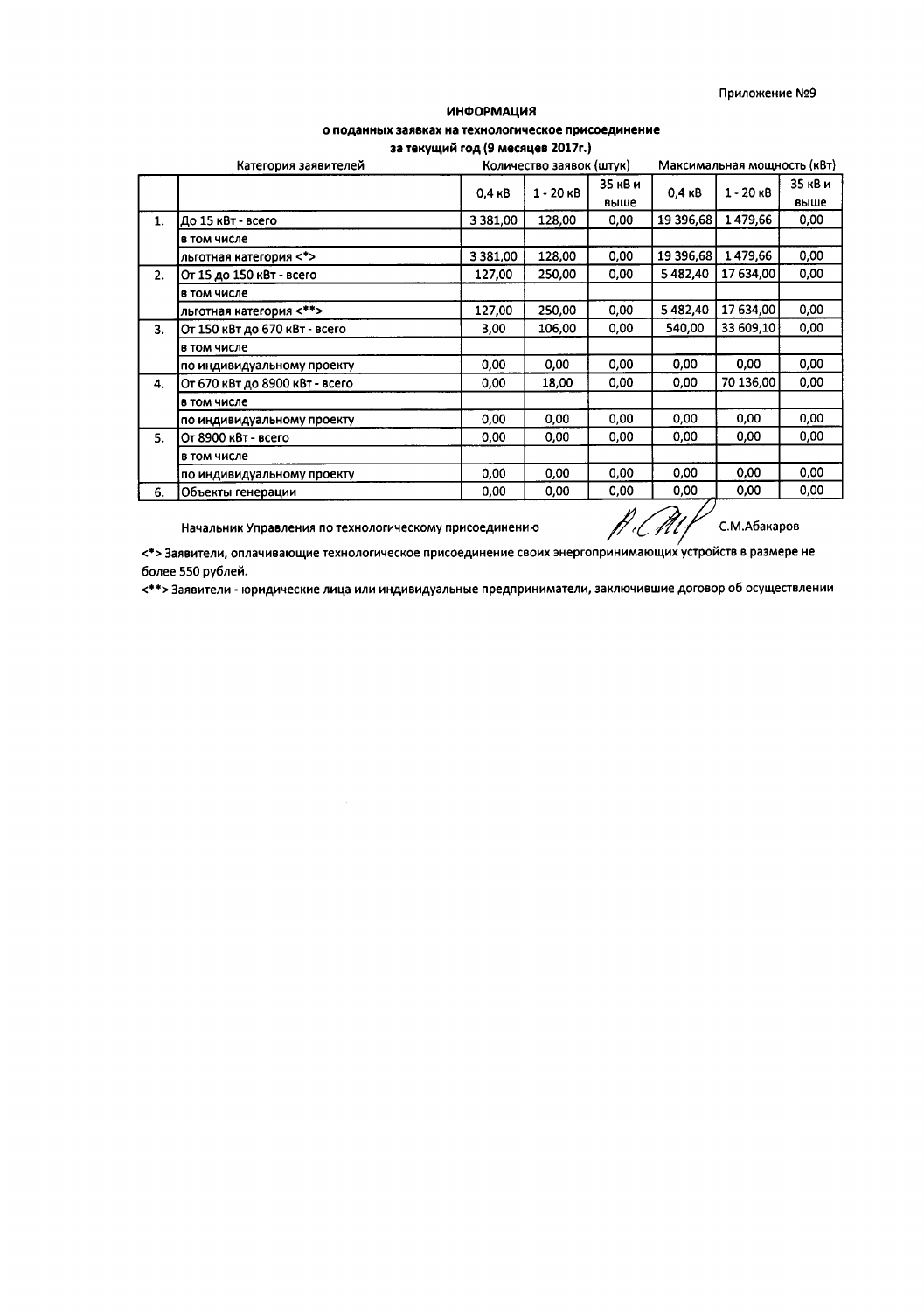Приложение №9

**ИНФОРМАЦИЯ**
**о поданных заявках на технологическое присоединение**
**за текущий год (9 месяцев 2017г.)**

| | Категория заявителей | Количество заявок (штук) | | | Максимальная мощность (кВт) | | |
|---|---|---|---|---|---|---|---|
| | | 0,4 кВ | 1 - 20 кВ | 35 кВ и выше | 0,4 кВ | 1 - 20 кВ | 35 кВ и выше |
| 1. | До 15 кВт - всего | 3 381,00 | 128,00 | 0,00 | 19 396,68 | 1 479,66 | 0,00 |
| | в том числе | | | | | | |
| | льготная категория <*> | 3 381,00 | 128,00 | 0,00 | 19 396,68 | 1 479,66 | 0,00 |
| 2. | От 15 до 150 кВт - всего | 127,00 | 250,00 | 0,00 | 5 482,40 | 17 634,00 | 0,00 |
| | в том числе | | | | | | |
| | льготная категория <**> | 127,00 | 250,00 | 0,00 | 5 482,40 | 17 634,00 | 0,00 |
| 3. | От 150 кВт до 670 кВт - всего | 3,00 | 106,00 | 0,00 | 540,00 | 33 609,10 | 0,00 |
| | в том числе | | | | | | |
| | по индивидуальному проекту | 0,00 | 0,00 | 0,00 | 0,00 | 0,00 | 0,00 |
| 4. | От 670 кВт до 8900 кВт - всего | 0,00 | 18,00 | 0,00 | 0,00 | 70 136,00 | 0,00 |
| | в том числе | | | | | | |
| | по индивидуальному проекту | 0,00 | 0,00 | 0,00 | 0,00 | 0,00 | 0,00 |
| 5. | От 8900 кВт - всего | 0,00 | 0,00 | 0,00 | 0,00 | 0,00 | 0,00 |
| | в том числе | | | | | | |
| | по индивидуальному проекту | 0,00 | 0,00 | 0,00 | 0,00 | 0,00 | 0,00 |
| 6. | Объекты генерации | 0,00 | 0,00 | 0,00 | 0,00 | 0,00 | 0,00 |

Начальник Управления по технологическому присоединению С.М.Абакаров

<*> Заявители, оплачивающие технологическое присоединение своих энергопринимающих устройств в размере не более 550 рублей.

<**> Заявители - юридические лица или индивидуальные предприниматели, заключившие договор об осуществлении